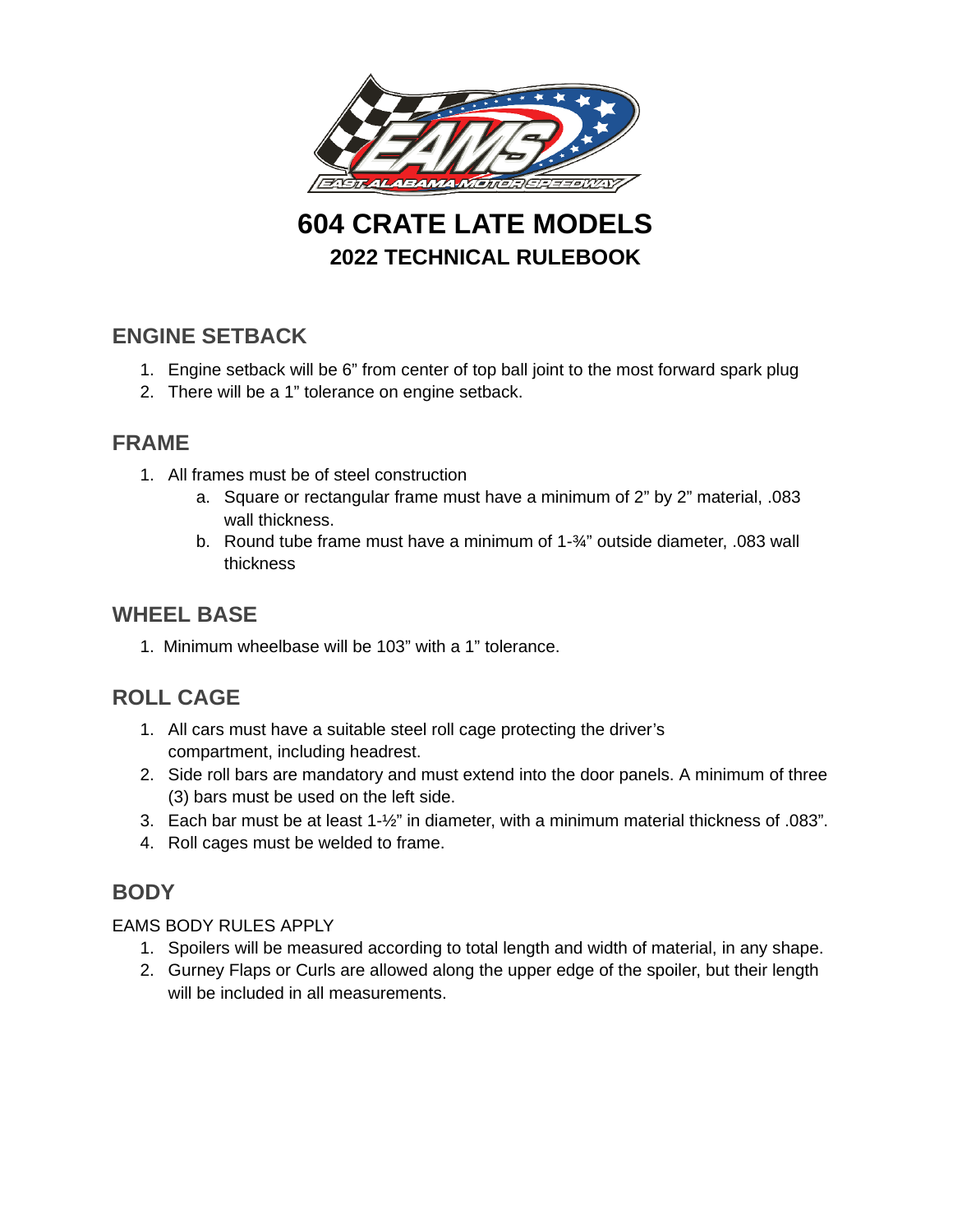# 604 CRATE LATE MODELS

## 2022 TECHNICAL RULEBOOK

## ENGINE SETBACK

1. Engine setback will be 6" from center of top ball joint to the most forward spark plug
2. There will be a 1" tolerance on engine setback.

## FRAME

1. All frames must be of steel construction
   a. Square or rectangular frame must have a minimum of 2" by 2" material, .083 wall thickness.
   b. Round tube frame must have a minimum of 1-¾" outside diameter, .083 wall thickness

## WHEEL BASE

1. Minimum wheelbase will be 103" with a 1" tolerance.

## ROLL CAGE

1. All cars must have a suitable steel roll cage protecting the driver's compartment, including headrest.
2. Side roll bars are mandatory and must extend into the door panels. A minimum of three (3) bars must be used on the left side.
3. Each bar must be at least 1-½" in diameter, with a minimum material thickness of .083".
4. Roll cages must be welded to frame.

## BODY

EAMS BODY RULES APPLY

1. Spoilers will be measured according to total length and width of material, in any shape.
2. Gurney Flaps or Curls are allowed along the upper edge of the spoiler, but their length will be included in all measurements.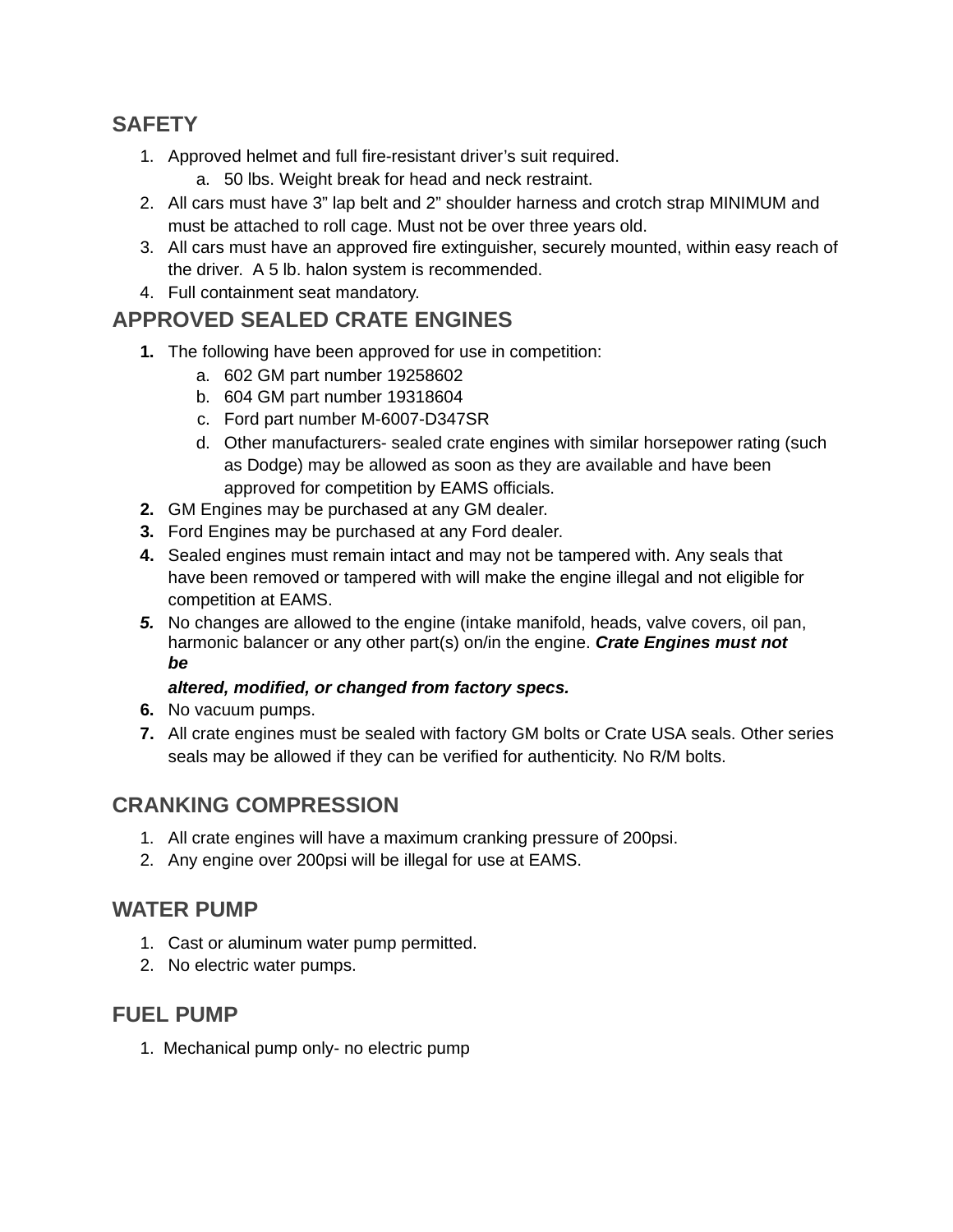## SAFETY

1. Approved helmet and full fire-resistant driver's suit required.
   a. 50 lbs. Weight break for head and neck restraint.
2. All cars must have 3" lap belt and 2" shoulder harness and crotch strap MINIMUM and must be attached to roll cage. Must not be over three years old.
3. All cars must have an approved fire extinguisher, securely mounted, within easy reach of the driver. A 5 lb. halon system is recommended.
4. Full containment seat mandatory.

## APPROVED SEALED CRATE ENGINES

1. The following have been approved for use in competition:
   a. 602 GM part number 19258602
   b. 604 GM part number 19318604
   c. Ford part number M-6007-D347SR
   d. Other manufacturers- sealed crate engines with similar horsepower rating (such as Dodge) may be allowed as soon as they are available and have been approved for competition by EAMS officials.
2. GM Engines may be purchased at any GM dealer.
3. Ford Engines may be purchased at any Ford dealer.
4. Sealed engines must remain intact and may not be tampered with. Any seals that have been removed or tampered with will make the engine illegal and not eligible for competition at EAMS.
5. No changes are allowed to the engine (intake manifold, heads, valve covers, oil pan, harmonic balancer or any other part(s) on/in the engine. ***Crate Engines must not be altered, modified, or changed from factory specs.***
6. No vacuum pumps.
7. All crate engines must be sealed with factory GM bolts or Crate USA seals. Other series seals may be allowed if they can be verified for authenticity. No R/M bolts.

## CRANKING COMPRESSION

1. All crate engines will have a maximum cranking pressure of 200psi.
2. Any engine over 200psi will be illegal for use at EAMS.

## WATER PUMP

1. Cast or aluminum water pump permitted.
2. No electric water pumps.

## FUEL PUMP

1. Mechanical pump only- no electric pump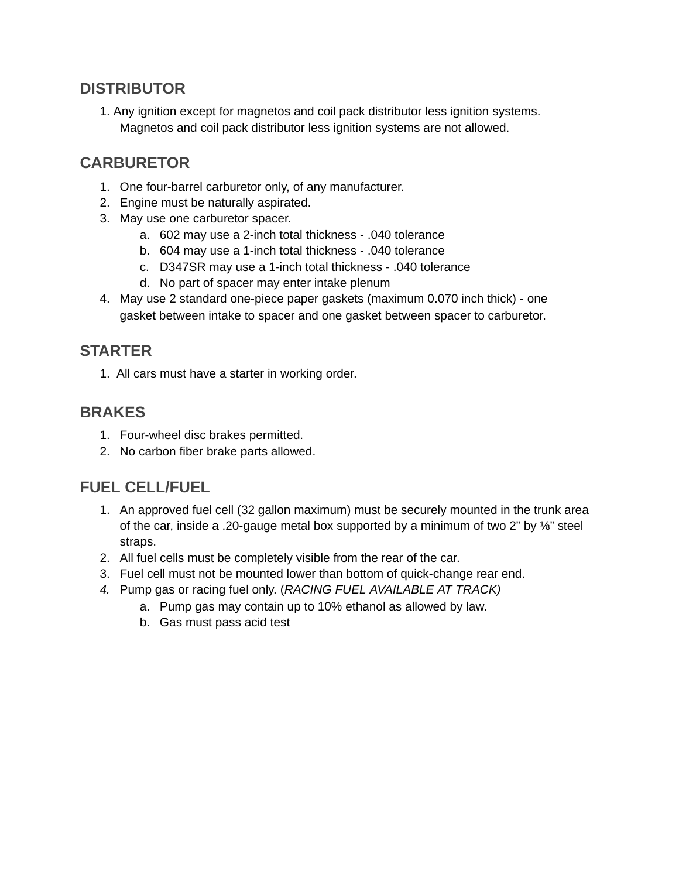## DISTRIBUTOR

1. Any ignition except for magnetos and coil pack distributor less ignition systems. Magnetos and coil pack distributor less ignition systems are not allowed.

## CARBURETOR

1. One four-barrel carburetor only, of any manufacturer.
2. Engine must be naturally aspirated.
3. May use one carburetor spacer.
   a. 602 may use a 2-inch total thickness - .040 tolerance
   b. 604 may use a 1-inch total thickness - .040 tolerance
   c. D347SR may use a 1-inch total thickness - .040 tolerance
   d. No part of spacer may enter intake plenum
4. May use 2 standard one-piece paper gaskets (maximum 0.070 inch thick) - one gasket between intake to spacer and one gasket between spacer to carburetor.

## STARTER

1. All cars must have a starter in working order.

## BRAKES

1. Four-wheel disc brakes permitted.
2. No carbon fiber brake parts allowed.

## FUEL CELL/FUEL

1. An approved fuel cell (32 gallon maximum) must be securely mounted in the trunk area of the car, inside a .20-gauge metal box supported by a minimum of two 2” by ⅛” steel straps.
2. All fuel cells must be completely visible from the rear of the car.
3. Fuel cell must not be mounted lower than bottom of quick-change rear end.
4. Pump gas or racing fuel only. (*RACING FUEL AVAILABLE AT TRACK)*
   a. Pump gas may contain up to 10% ethanol as allowed by law.
   b. Gas must pass acid test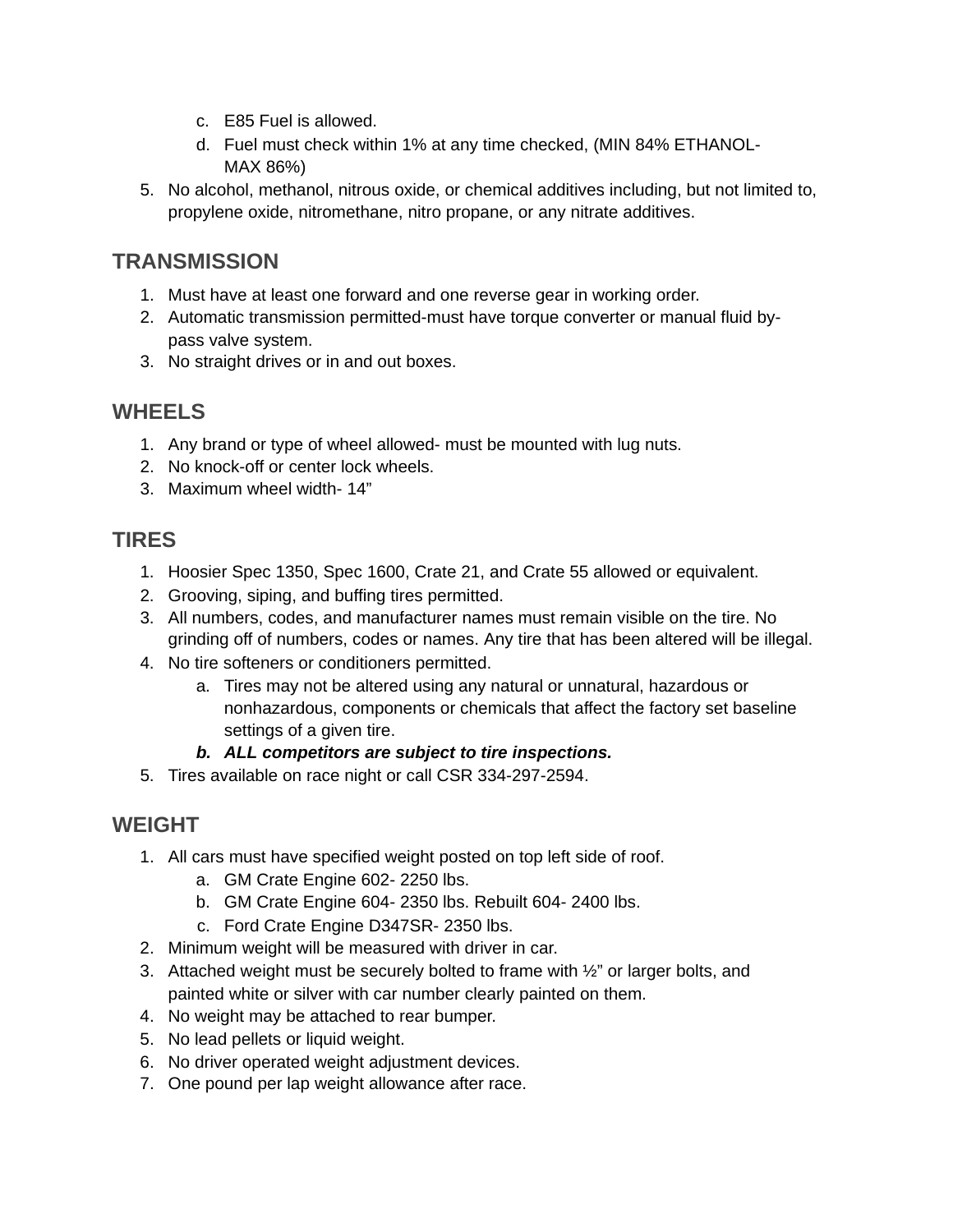c. E85 Fuel is allowed.
   d. Fuel must check within 1% at any time checked, (MIN 84% ETHANOL- MAX 86%)
5. No alcohol, methanol, nitrous oxide, or chemical additives including, but not limited to, propylene oxide, nitromethane, nitro propane, or any nitrate additives.

## TRANSMISSION

1. Must have at least one forward and one reverse gear in working order.
2. Automatic transmission permitted-must have torque converter or manual fluid by-pass valve system.
3. No straight drives or in and out boxes.

## WHEELS

1. Any brand or type of wheel allowed- must be mounted with lug nuts.
2. No knock-off or center lock wheels.
3. Maximum wheel width- 14"

## TIRES

1. Hoosier Spec 1350, Spec 1600, Crate 21, and Crate 55 allowed or equivalent.
2. Grooving, siping, and buffing tires permitted.
3. All numbers, codes, and manufacturer names must remain visible on the tire. No grinding off of numbers, codes or names. Any tire that has been altered will be illegal.
4. No tire softeners or conditioners permitted.
   a. Tires may not be altered using any natural or unnatural, hazardous or nonhazardous, components or chemicals that affect the factory set baseline settings of a given tire.
   b. ***ALL competitors are subject to tire inspections.***
5. Tires available on race night or call CSR 334-297-2594.

## WEIGHT

1. All cars must have specified weight posted on top left side of roof.
   a. GM Crate Engine 602- 2250 lbs.
   b. GM Crate Engine 604- 2350 lbs. Rebuilt 604- 2400 lbs.
   c. Ford Crate Engine D347SR- 2350 lbs.
2. Minimum weight will be measured with driver in car.
3. Attached weight must be securely bolted to frame with ½" or larger bolts, and painted white or silver with car number clearly painted on them.
4. No weight may be attached to rear bumper.
5. No lead pellets or liquid weight.
6. No driver operated weight adjustment devices.
7. One pound per lap weight allowance after race.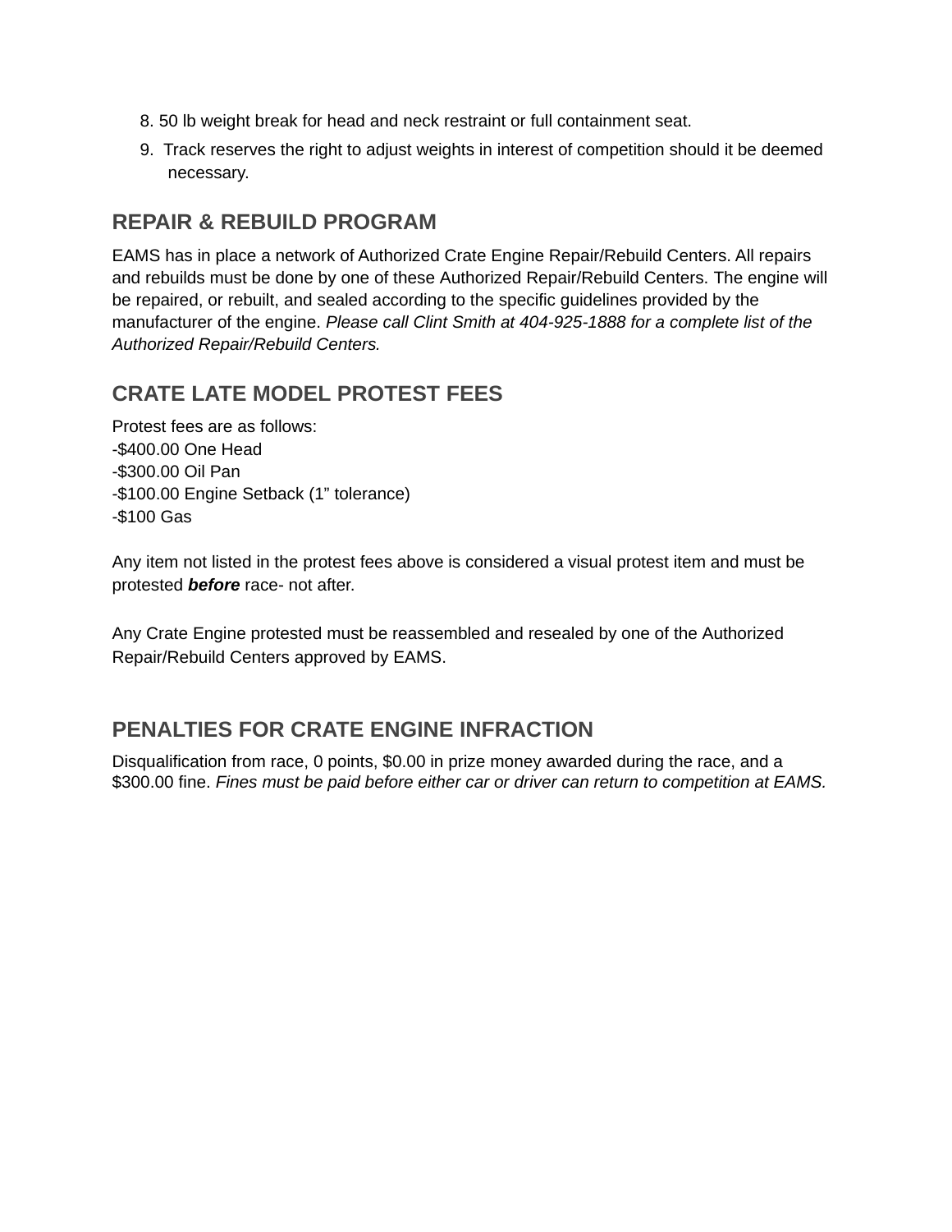8. 50 lb weight break for head and neck restraint or full containment seat.
9. Track reserves the right to adjust weights in interest of competition should it be deemed necessary.

## REPAIR & REBUILD PROGRAM

EAMS has in place a network of Authorized Crate Engine Repair/Rebuild Centers. All repairs and rebuilds must be done by one of these Authorized Repair/Rebuild Centers. The engine will be repaired, or rebuilt, and sealed according to the specific guidelines provided by the manufacturer of the engine. *Please call Clint Smith at 404-925-1888 for a complete list of the Authorized Repair/Rebuild Centers.*

## CRATE LATE MODEL PROTEST FEES

Protest fees are as follows:
-$400.00 One Head
-$300.00 Oil Pan
-$100.00 Engine Setback (1" tolerance)
-$100 Gas

Any item not listed in the protest fees above is considered a visual protest item and must be protested ***before*** race- not after.

Any Crate Engine protested must be reassembled and resealed by one of the Authorized Repair/Rebuild Centers approved by EAMS.

## PENALTIES FOR CRATE ENGINE INFRACTION

Disqualification from race, 0 points, $0.00 in prize money awarded during the race, and a $300.00 fine. *Fines must be paid before either car or driver can return to competition at EAMS.*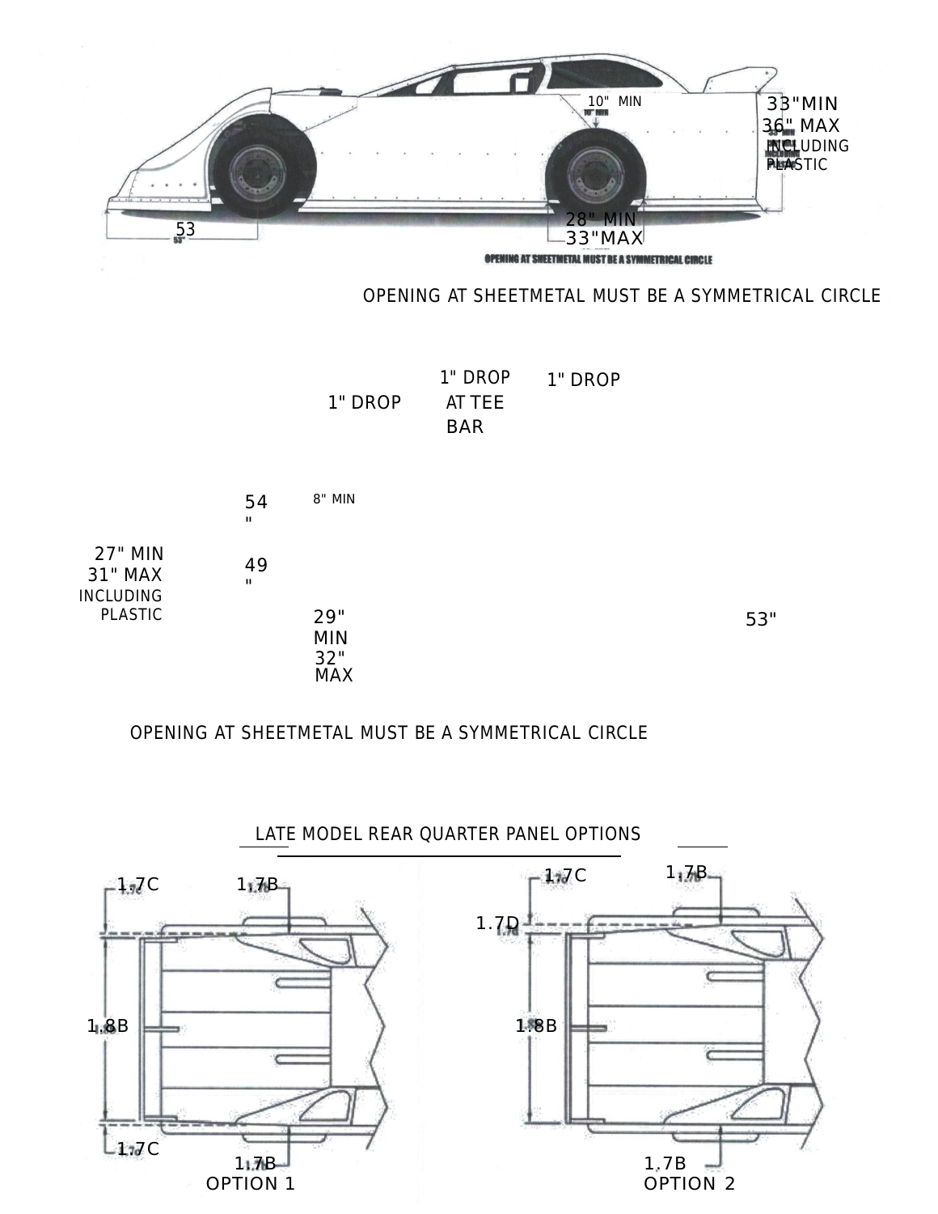10" MIN

33"MIN
36" MAX
INCLUDING
PLASTIC

53

28" MIN
33"MAX

OPENING AT SHEETMETAL MUST BE A SYMMETRICAL CIRCLE

OPENING AT SHEETMETAL MUST BE A SYMMETRICAL CIRCLE

1" DROP

1" DROP
AT TEE
BAR

1" DROP

54"

8" MIN

27" MIN
31" MAX
INCLUDING
PLASTIC

49"

29"
MIN
32"
MAX

53"

OPENING AT SHEETMETAL MUST BE A SYMMETRICAL CIRCLE

## LATE MODEL REAR QUARTER PANEL OPTIONS

1.7C 1.7B

1.8B

1.7C 1.7B

OPTION 1

1.7C 1.7B

1.7D

1.8B

1.7B

OPTION 2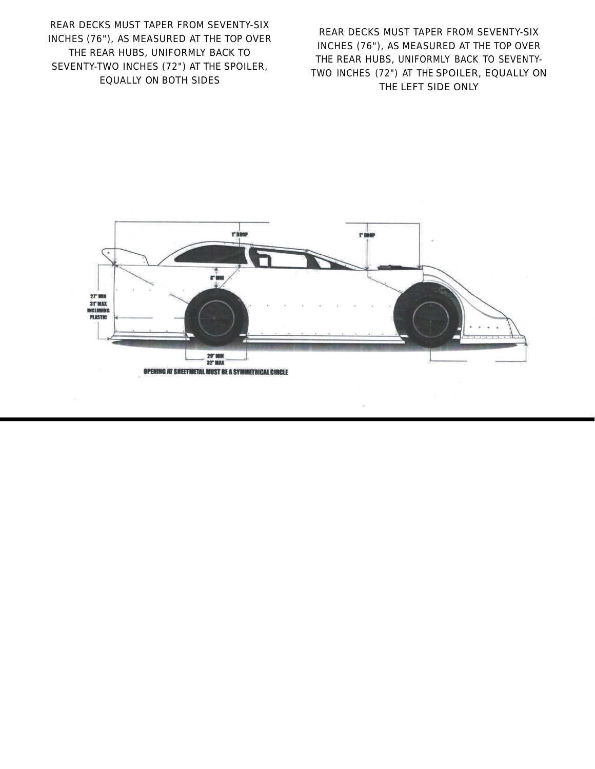REAR DECKS MUST TAPER FROM SEVENTY-SIX INCHES (76"), AS MEASURED AT THE TOP OVER THE REAR HUBS, UNIFORMLY BACK TO SEVENTY-TWO INCHES (72") AT THE SPOILER, EQUALLY ON BOTH SIDES

REAR DECKS MUST TAPER FROM SEVENTY-SIX INCHES (76"), AS MEASURED AT THE TOP OVER THE REAR HUBS, UNIFORMLY BACK TO SEVENTY-TWO INCHES (72") AT THE SPOILER, EQUALLY ON THE LEFT SIDE ONLY

1" DROP

1" DROP

6" MIN

27" MIN
31" MAX
INCLUDING
PLASTIC

29" MIN
32" MAX

OPENING AT SHEETMETAL MUST BE A SYMMETRICAL CIRCLE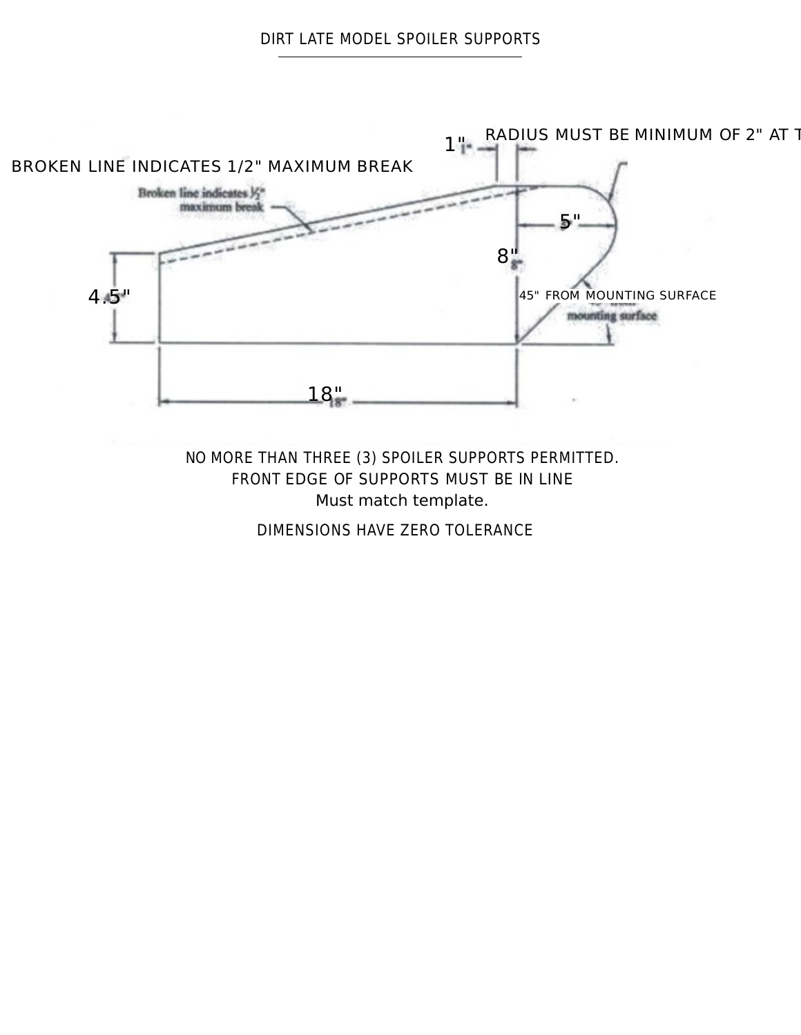# DIRT LATE MODEL SPOILER SUPPORTS

1"

RADIUS MUST BE MINIMUM OF 2" AT T

BROKEN LINE INDICATES 1/2" MAXIMUM BREAK

5"

8"

4.5"

45" FROM MOUNTING SURFACE

18"

NO MORE THAN THREE (3) SPOILER SUPPORTS PERMITTED.
FRONT EDGE OF SUPPORTS MUST BE IN LINE
Must match template.

DIMENSIONS HAVE ZERO TOLERANCE